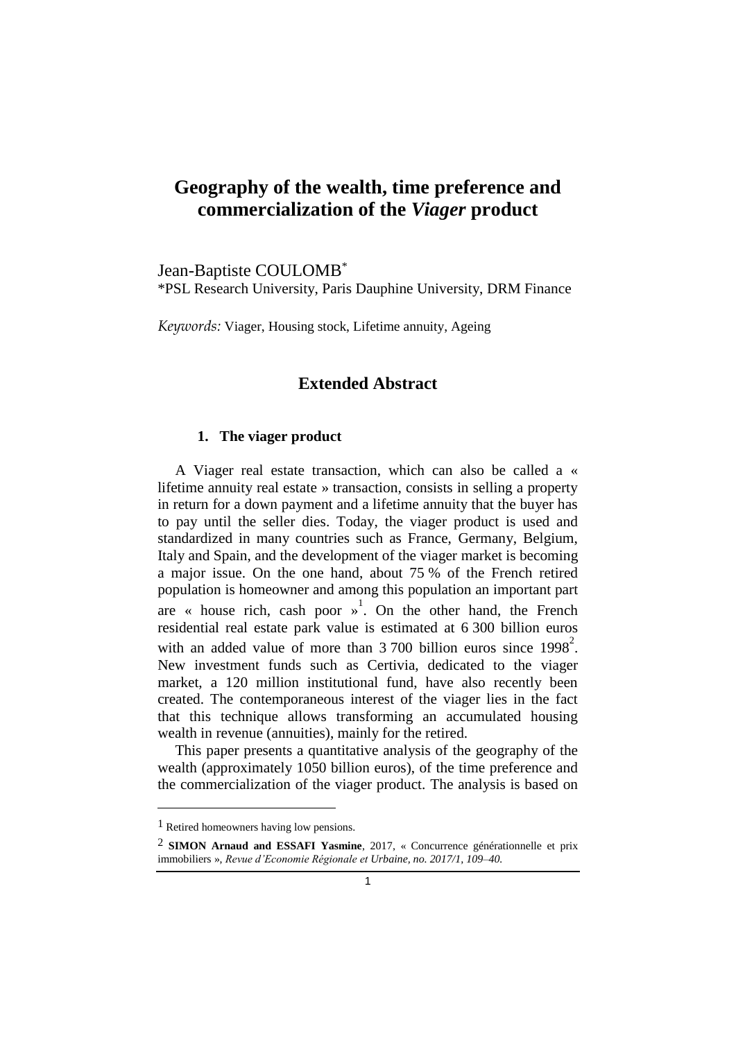# Geography of the wealth, time preference and commercialization of the *Viager* product

Jean-Baptiste COULOMB[*]

[*]PSL Research University, Paris Dauphine University, DRM Finance

*Keywords:* Viager, Housing stock, Lifetime annuity, Ageing

## Extended Abstract

### 1. The viager product

A Viager real estate transaction, which can also be called a « lifetime annuity real estate » transaction, consists in selling a property in return for a down payment and a lifetime annuity that the buyer has to pay until the seller dies. Today, the viager product is used and standardized in many countries such as France, Germany, Belgium, Italy and Spain, and the development of the viager market is becoming a major issue. On the one hand, about 75 % of the French retired population is homeowner and among this population an important part are « house rich, cash poor »[1]. On the other hand, the French residential real estate park value is estimated at 6 300 billion euros with an added value of more than 3 700 billion euros since 1998[2]. New investment funds such as Certivia, dedicated to the viager market, a 120 million institutional fund, have also recently been created. The contemporaneous interest of the viager lies in the fact that this technique allows transforming an accumulated housing wealth in revenue (annuities), mainly for the retired.

This paper presents a quantitative analysis of the geography of the wealth (approximately 1050 billion euros), of the time preference and the commercialization of the viager product. The analysis is based on

---

[1] Retired homeowners having low pensions.

[2] **SIMON Arnaud and ESSAFI Yasmine**, 2017, « Concurrence générationnelle et prix immobiliers », *Revue d'Economie Régionale et Urbaine, no. 2017/1, 109–40.*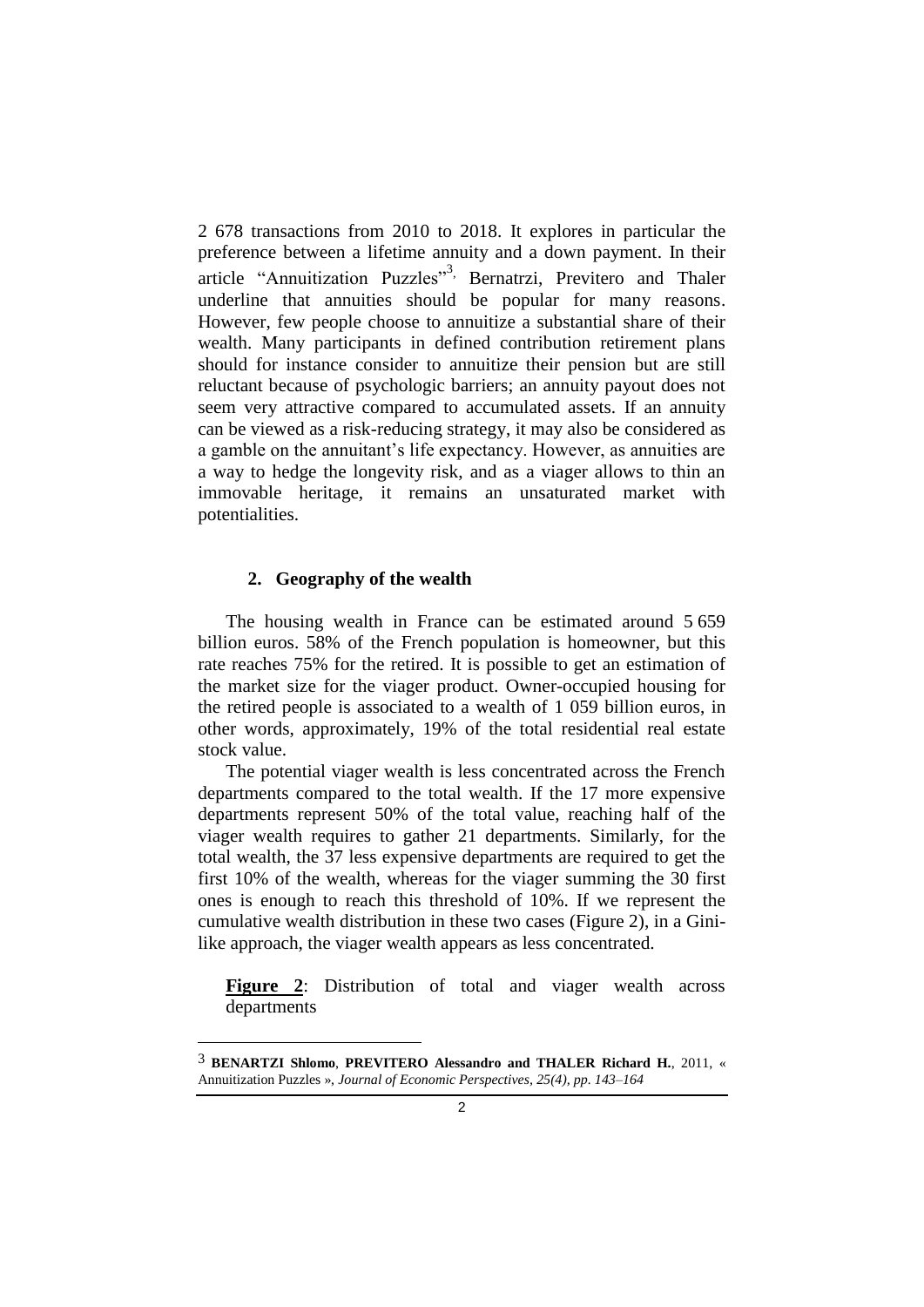2 678 transactions from 2010 to 2018. It explores in particular the preference between a lifetime annuity and a down payment. In their article "Annuitization Puzzles"[3], Bernatrzi, Previtero and Thaler underline that annuities should be popular for many reasons. However, few people choose to annuitize a substantial share of their wealth. Many participants in defined contribution retirement plans should for instance consider to annuitize their pension but are still reluctant because of psychologic barriers; an annuity payout does not seem very attractive compared to accumulated assets. If an annuity can be viewed as a risk-reducing strategy, it may also be considered as a gamble on the annuitant's life expectancy. However, as annuities are a way to hedge the longevity risk, and as a viager allows to thin an immovable heritage, it remains an unsaturated market with potentialities.

## 2. Geography of the wealth

The housing wealth in France can be estimated around 5 659 billion euros. 58% of the French population is homeowner, but this rate reaches 75% for the retired. It is possible to get an estimation of the market size for the viager product. Owner-occupied housing for the retired people is associated to a wealth of 1 059 billion euros, in other words, approximately, 19% of the total residential real estate stock value.

The potential viager wealth is less concentrated across the French departments compared to the total wealth. If the 17 more expensive departments represent 50% of the total value, reaching half of the viager wealth requires to gather 21 departments. Similarly, for the total wealth, the 37 less expensive departments are required to get the first 10% of the wealth, whereas for the viager summing the 30 first ones is enough to reach this threshold of 10%. If we represent the cumulative wealth distribution in these two cases (Figure 2), in a Gini-like approach, the viager wealth appears as less concentrated.

**Figure 2**: Distribution of total and viager wealth across departments

[3] **BENARTZI Shlomo**, **PREVITERO Alessandro and THALER Richard H.**, 2011, « Annuitization Puzzles », *Journal of Economic Perspectives, 25(4), pp. 143–164*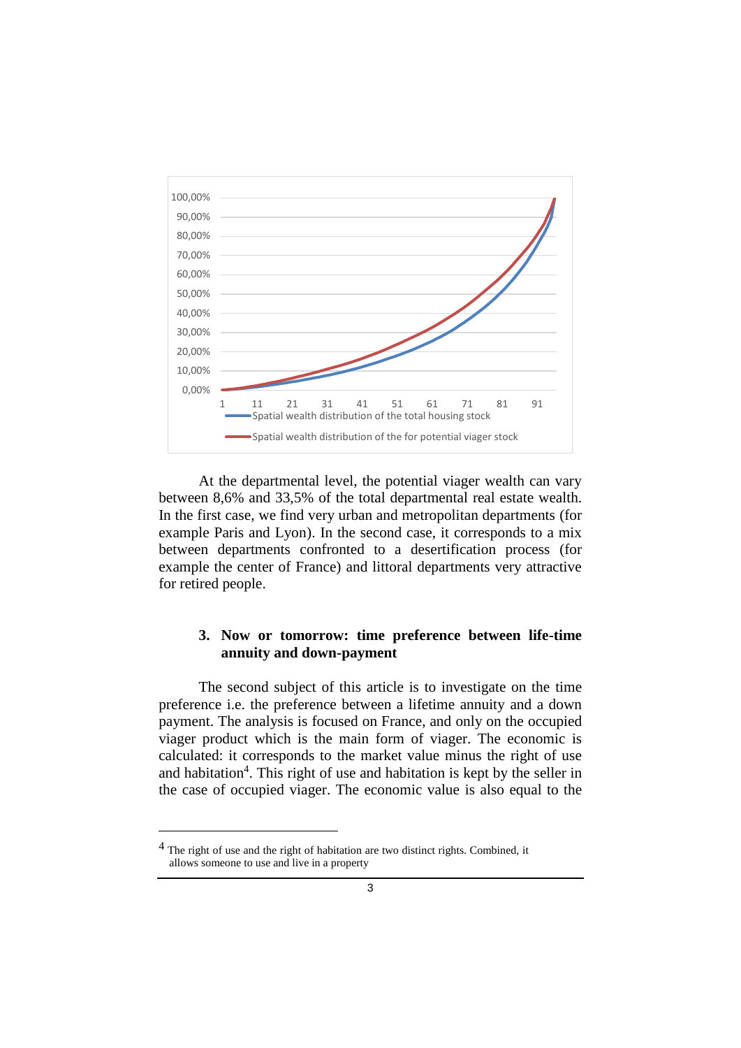At the departmental level, the potential viager wealth can vary between 8,6% and 33,5% of the total departmental real estate wealth. In the first case, we find very urban and metropolitan departments (for example Paris and Lyon). In the second case, it corresponds to a mix between departments confronted to a desertification process (for example the center of France) and littoral departments very attractive for retired people.

### 3. Now or tomorrow: time preference between life-time annuity and down-payment

The second subject of this article is to investigate on the time preference i.e. the preference between a lifetime annuity and a down payment. The analysis is focused on France, and only on the occupied viager product which is the main form of viager. The economic is calculated: it corresponds to the market value minus the right of use and habitation[4]. This right of use and habitation is kept by the seller in the case of occupied viager. The economic value is also equal to the

---

[4] The right of use and the right of habitation are two distinct rights. Combined, it allows someone to use and live in a property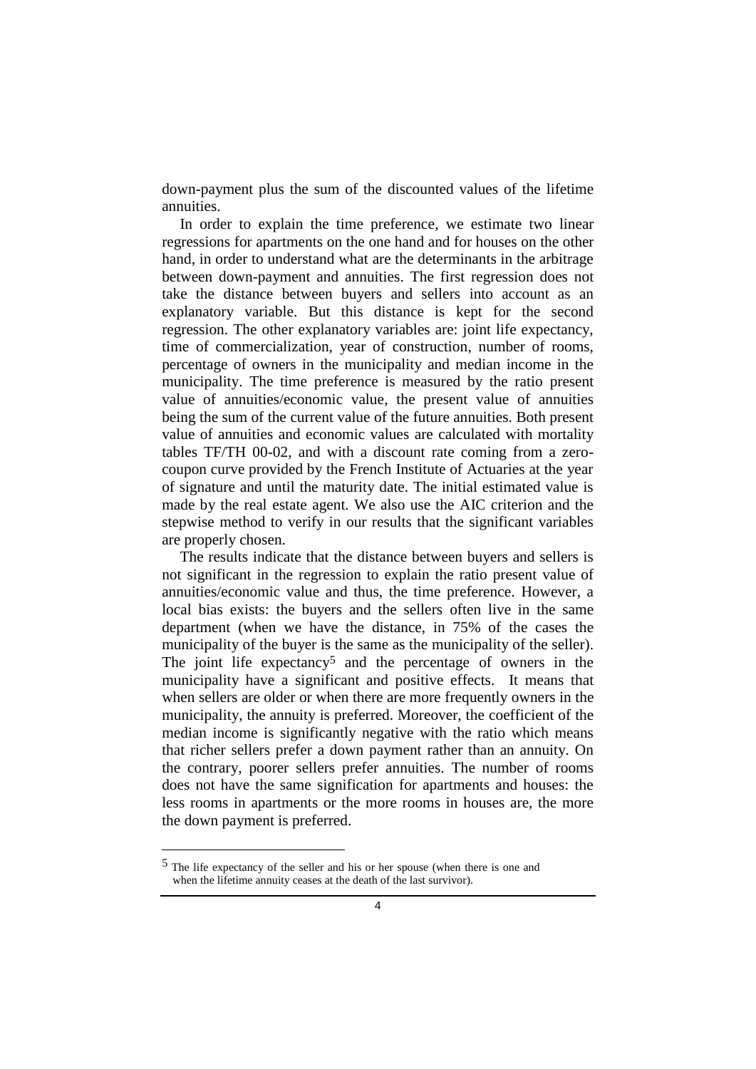down-payment plus the sum of the discounted values of the lifetime annuities.

In order to explain the time preference, we estimate two linear regressions for apartments on the one hand and for houses on the other hand, in order to understand what are the determinants in the arbitrage between down-payment and annuities. The first regression does not take the distance between buyers and sellers into account as an explanatory variable. But this distance is kept for the second regression. The other explanatory variables are: joint life expectancy, time of commercialization, year of construction, number of rooms, percentage of owners in the municipality and median income in the municipality. The time preference is measured by the ratio present value of annuities/economic value, the present value of annuities being the sum of the current value of the future annuities. Both present value of annuities and economic values are calculated with mortality tables TF/TH 00-02, and with a discount rate coming from a zero-coupon curve provided by the French Institute of Actuaries at the year of signature and until the maturity date. The initial estimated value is made by the real estate agent. We also use the AIC criterion and the stepwise method to verify in our results that the significant variables are properly chosen.

The results indicate that the distance between buyers and sellers is not significant in the regression to explain the ratio present value of annuities/economic value and thus, the time preference. However, a local bias exists: the buyers and the sellers often live in the same department (when we have the distance, in 75% of the cases the municipality of the buyer is the same as the municipality of the seller). The joint life expectancy[5] and the percentage of owners in the municipality have a significant and positive effects. It means that when sellers are older or when there are more frequently owners in the municipality, the annuity is preferred. Moreover, the coefficient of the median income is significantly negative with the ratio which means that richer sellers prefer a down payment rather than an annuity. On the contrary, poorer sellers prefer annuities. The number of rooms does not have the same signification for apartments and houses: the less rooms in apartments or the more rooms in houses are, the more the down payment is preferred.

[5] The life expectancy of the seller and his or her spouse (when there is one and when the lifetime annuity ceases at the death of the last survivor).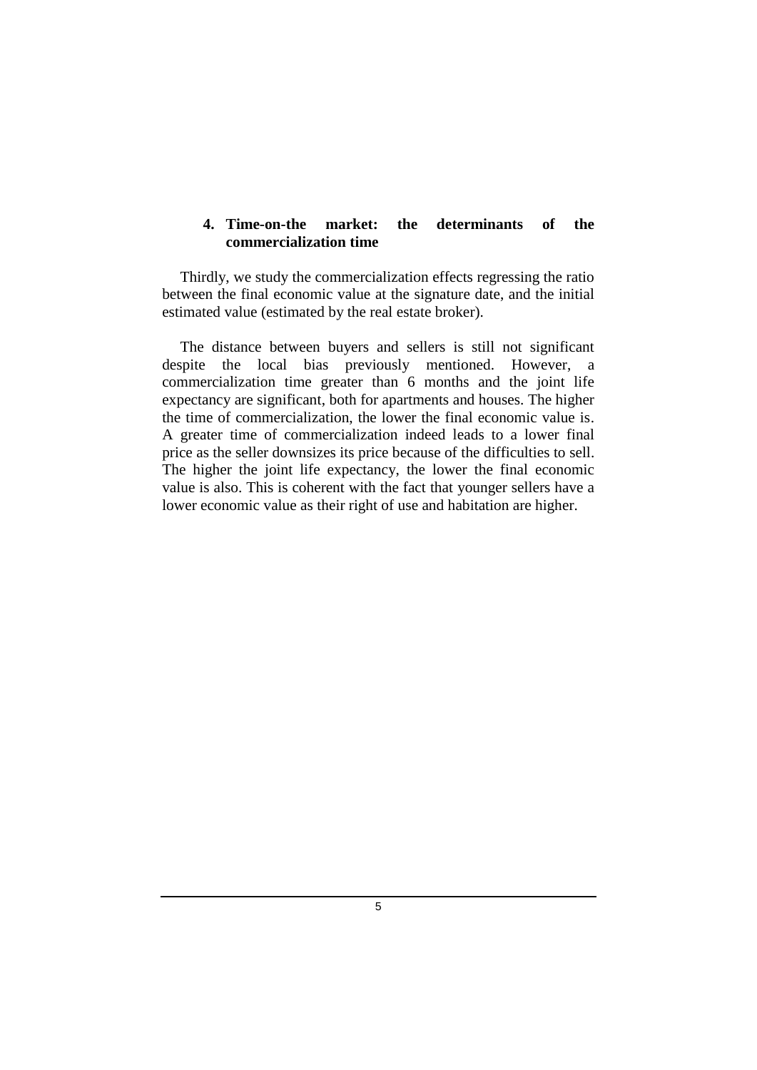## 4. Time-on-the market: the determinants of the commercialization time

Thirdly, we study the commercialization effects regressing the ratio between the final economic value at the signature date, and the initial estimated value (estimated by the real estate broker).

The distance between buyers and sellers is still not significant despite the local bias previously mentioned. However, a commercialization time greater than 6 months and the joint life expectancy are significant, both for apartments and houses. The higher the time of commercialization, the lower the final economic value is. A greater time of commercialization indeed leads to a lower final price as the seller downsizes its price because of the difficulties to sell. The higher the joint life expectancy, the lower the final economic value is also. This is coherent with the fact that younger sellers have a lower economic value as their right of use and habitation are higher.